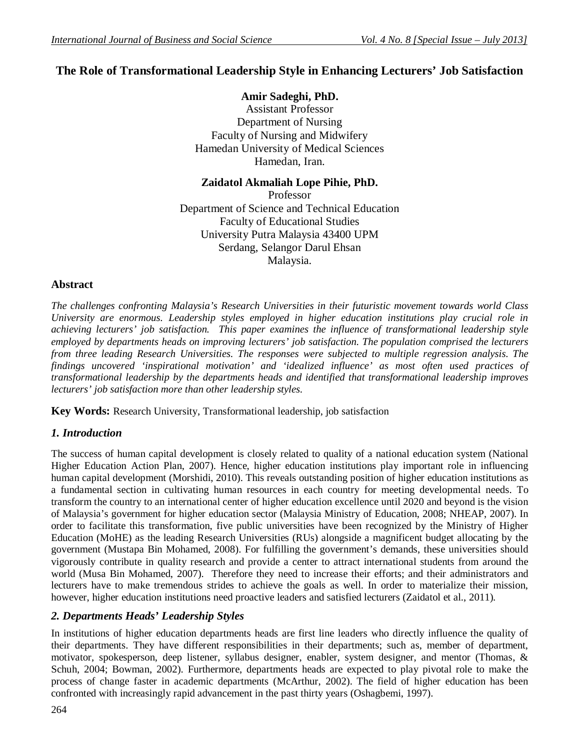# The Role of Transformational Leadership Style in Enhancing Lecturers' Job Satisfaction

**Amir Sadeghi, PhD.**
Assistant Professor
Department of Nursing
Faculty of Nursing and Midwifery
Hamedan University of Medical Sciences
Hamedan, Iran.

**Zaidatol Akmaliah Lope Pihie, PhD.**
Professor
Department of Science and Technical Education
Faculty of Educational Studies
University Putra Malaysia 43400 UPM
Serdang, Selangor Darul Ehsan
Malaysia.

## Abstract

*The challenges confronting Malaysia's Research Universities in their futuristic movement towards world Class University are enormous. Leadership styles employed in higher education institutions play crucial role in achieving lecturers' job satisfaction. This paper examines the influence of transformational leadership style employed by departments heads on improving lecturers' job satisfaction. The population comprised the lecturers from three leading Research Universities. The responses were subjected to multiple regression analysis. The findings uncovered 'inspirational motivation' and 'idealized influence' as most often used practices of transformational leadership by the departments heads and identified that transformational leadership improves lecturers' job satisfaction more than other leadership styles.*

**Key Words:** Research University, Transformational leadership, job satisfaction

## *1. Introduction*

The success of human capital development is closely related to quality of a national education system (National Higher Education Action Plan, 2007). Hence, higher education institutions play important role in influencing human capital development (Morshidi, 2010). This reveals outstanding position of higher education institutions as a fundamental section in cultivating human resources in each country for meeting developmental needs. To transform the country to an international center of higher education excellence until 2020 and beyond is the vision of Malaysia's government for higher education sector (Malaysia Ministry of Education, 2008; NHEAP, 2007). In order to facilitate this transformation, five public universities have been recognized by the Ministry of Higher Education (MoHE) as the leading Research Universities (RUs) alongside a magnificent budget allocating by the government (Mustapa Bin Mohamed, 2008). For fulfilling the government's demands, these universities should vigorously contribute in quality research and provide a center to attract international students from around the world (Musa Bin Mohamed, 2007). Therefore they need to increase their efforts; and their administrators and lecturers have to make tremendous strides to achieve the goals as well. In order to materialize their mission, however, higher education institutions need proactive leaders and satisfied lecturers (Zaidatol et al., 2011).

## *2. Departments Heads' Leadership Styles*

In institutions of higher education departments heads are first line leaders who directly influence the quality of their departments. They have different responsibilities in their departments; such as, member of department, motivator, spokesperson, deep listener, syllabus designer, enabler, system designer, and mentor (Thomas, & Schuh, 2004; Bowman, 2002). Furthermore, departments heads are expected to play pivotal role to make the process of change faster in academic departments (McArthur, 2002). The field of higher education has been confronted with increasingly rapid advancement in the past thirty years (Oshagbemi, 1997).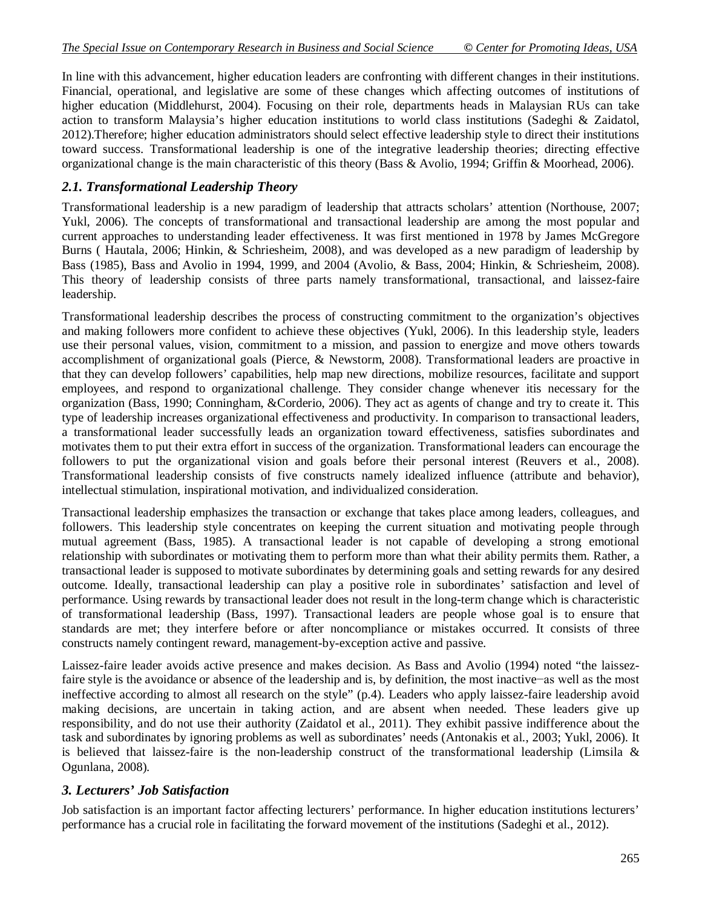In line with this advancement, higher education leaders are confronting with different changes in their institutions. Financial, operational, and legislative are some of these changes which affecting outcomes of institutions of higher education (Middlehurst, 2004). Focusing on their role, departments heads in Malaysian RUs can take action to transform Malaysia's higher education institutions to world class institutions (Sadeghi & Zaidatol, 2012).Therefore; higher education administrators should select effective leadership style to direct their institutions toward success. Transformational leadership is one of the integrative leadership theories; directing effective organizational change is the main characteristic of this theory (Bass & Avolio, 1994; Griffin & Moorhead, 2006).

## *2.1. Transformational Leadership Theory*

Transformational leadership is a new paradigm of leadership that attracts scholars' attention (Northouse, 2007; Yukl, 2006). The concepts of transformational and transactional leadership are among the most popular and current approaches to understanding leader effectiveness. It was first mentioned in 1978 by James McGregore Burns ( Hautala, 2006; Hinkin, & Schriesheim, 2008), and was developed as a new paradigm of leadership by Bass (1985), Bass and Avolio in 1994, 1999, and 2004 (Avolio, & Bass, 2004; Hinkin, & Schriesheim, 2008). This theory of leadership consists of three parts namely transformational, transactional, and laissez-faire leadership.

Transformational leadership describes the process of constructing commitment to the organization's objectives and making followers more confident to achieve these objectives (Yukl, 2006). In this leadership style, leaders use their personal values, vision, commitment to a mission, and passion to energize and move others towards accomplishment of organizational goals (Pierce, & Newstorm, 2008). Transformational leaders are proactive in that they can develop followers' capabilities, help map new directions, mobilize resources, facilitate and support employees, and respond to organizational challenge. They consider change whenever itis necessary for the organization (Bass, 1990; Conningham, &Corderio, 2006). They act as agents of change and try to create it. This type of leadership increases organizational effectiveness and productivity. In comparison to transactional leaders, a transformational leader successfully leads an organization toward effectiveness, satisfies subordinates and motivates them to put their extra effort in success of the organization. Transformational leaders can encourage the followers to put the organizational vision and goals before their personal interest (Reuvers et al., 2008). Transformational leadership consists of five constructs namely idealized influence (attribute and behavior), intellectual stimulation, inspirational motivation, and individualized consideration.

Transactional leadership emphasizes the transaction or exchange that takes place among leaders, colleagues, and followers. This leadership style concentrates on keeping the current situation and motivating people through mutual agreement (Bass, 1985). A transactional leader is not capable of developing a strong emotional relationship with subordinates or motivating them to perform more than what their ability permits them. Rather, a transactional leader is supposed to motivate subordinates by determining goals and setting rewards for any desired outcome. Ideally, transactional leadership can play a positive role in subordinates' satisfaction and level of performance. Using rewards by transactional leader does not result in the long-term change which is characteristic of transformational leadership (Bass, 1997). Transactional leaders are people whose goal is to ensure that standards are met; they interfere before or after noncompliance or mistakes occurred. It consists of three constructs namely contingent reward, management-by-exception active and passive.

Laissez-faire leader avoids active presence and makes decision. As Bass and Avolio (1994) noted "the laissez-faire style is the avoidance or absence of the leadership and is, by definition, the most inactive−as well as the most ineffective according to almost all research on the style" (p.4). Leaders who apply laissez-faire leadership avoid making decisions, are uncertain in taking action, and are absent when needed. These leaders give up responsibility, and do not use their authority (Zaidatol et al., 2011). They exhibit passive indifference about the task and subordinates by ignoring problems as well as subordinates' needs (Antonakis et al., 2003; Yukl, 2006). It is believed that laissez-faire is the non-leadership construct of the transformational leadership (Limsila & Ogunlana, 2008).

## *3. Lecturers' Job Satisfaction*

Job satisfaction is an important factor affecting lecturers' performance. In higher education institutions lecturers' performance has a crucial role in facilitating the forward movement of the institutions (Sadeghi et al., 2012).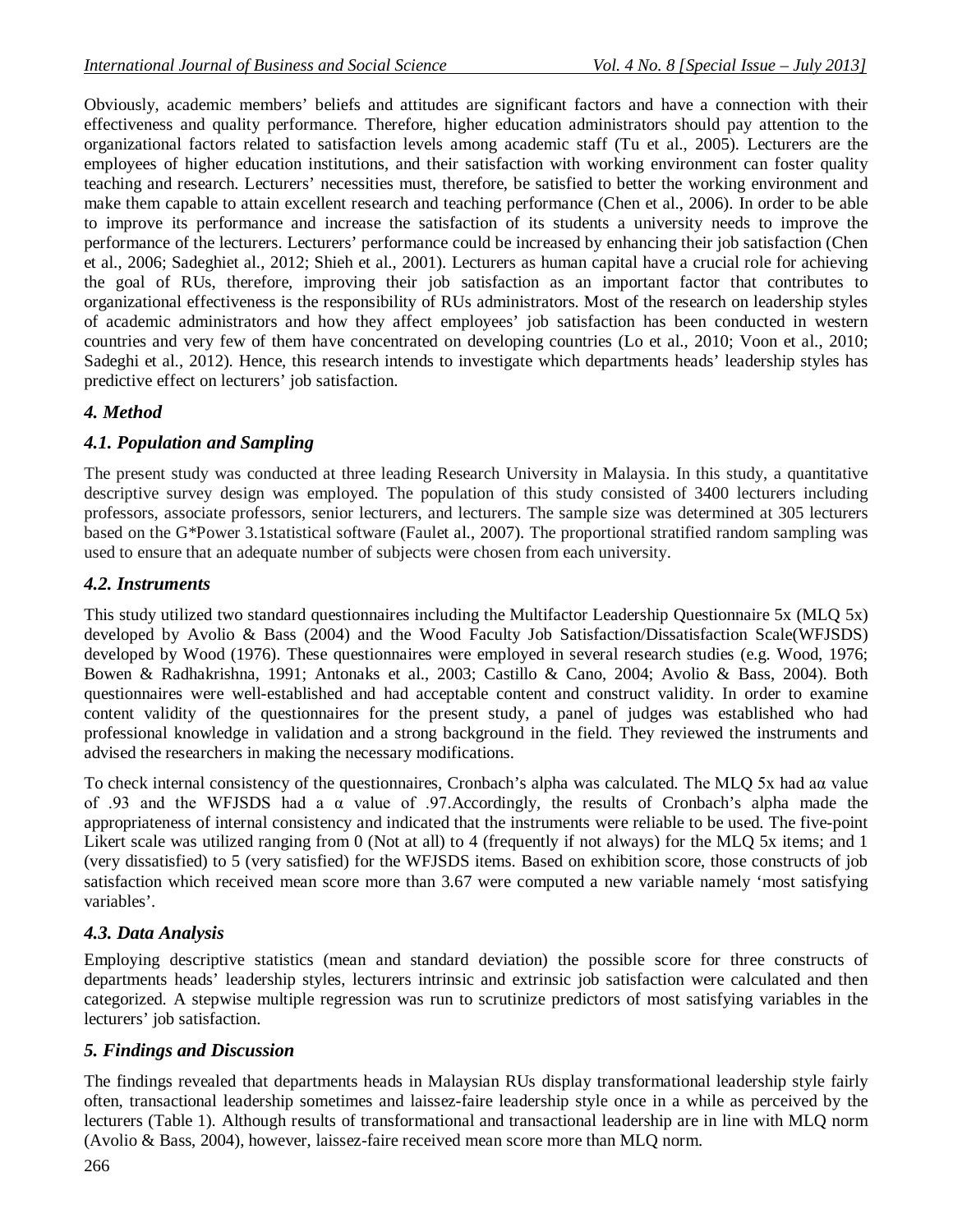Obviously, academic members' beliefs and attitudes are significant factors and have a connection with their effectiveness and quality performance. Therefore, higher education administrators should pay attention to the organizational factors related to satisfaction levels among academic staff (Tu et al., 2005). Lecturers are the employees of higher education institutions, and their satisfaction with working environment can foster quality teaching and research. Lecturers' necessities must, therefore, be satisfied to better the working environment and make them capable to attain excellent research and teaching performance (Chen et al., 2006). In order to be able to improve its performance and increase the satisfaction of its students a university needs to improve the performance of the lecturers. Lecturers' performance could be increased by enhancing their job satisfaction (Chen et al., 2006; Sadeghiet al., 2012; Shieh et al., 2001). Lecturers as human capital have a crucial role for achieving the goal of RUs, therefore, improving their job satisfaction as an important factor that contributes to organizational effectiveness is the responsibility of RUs administrators. Most of the research on leadership styles of academic administrators and how they affect employees' job satisfaction has been conducted in western countries and very few of them have concentrated on developing countries (Lo et al., 2010; Voon et al., 2010; Sadeghi et al., 2012). Hence, this research intends to investigate which departments heads' leadership styles has predictive effect on lecturers' job satisfaction.

## *4. Method*

### *4.1. Population and Sampling*

The present study was conducted at three leading Research University in Malaysia. In this study, a quantitative descriptive survey design was employed. The population of this study consisted of 3400 lecturers including professors, associate professors, senior lecturers, and lecturers. The sample size was determined at 305 lecturers based on the G*Power 3.1statistical software (Faulet al., 2007). The proportional stratified random sampling was used to ensure that an adequate number of subjects were chosen from each university.

### *4.2. Instruments*

This study utilized two standard questionnaires including the Multifactor Leadership Questionnaire 5x (MLQ 5x) developed by Avolio & Bass (2004) and the Wood Faculty Job Satisfaction/Dissatisfaction Scale(WFJSDS) developed by Wood (1976). These questionnaires were employed in several research studies (e.g. Wood, 1976; Bowen & Radhakrishna, 1991; Antonaks et al., 2003; Castillo & Cano, 2004; Avolio & Bass, 2004). Both questionnaires were well-established and had acceptable content and construct validity. In order to examine content validity of the questionnaires for the present study, a panel of judges was established who had professional knowledge in validation and a strong background in the field. They reviewed the instruments and advised the researchers in making the necessary modifications.

To check internal consistency of the questionnaires, Cronbach's alpha was calculated. The MLQ 5x had a$\alpha$ value of .93 and the WFJSDS had a $\alpha$ value of .97.Accordingly, the results of Cronbach's alpha made the appropriateness of internal consistency and indicated that the instruments were reliable to be used. The five-point Likert scale was utilized ranging from 0 (Not at all) to 4 (frequently if not always) for the MLQ 5x items; and 1 (very dissatisfied) to 5 (very satisfied) for the WFJSDS items. Based on exhibition score, those constructs of job satisfaction which received mean score more than 3.67 were computed a new variable namely 'most satisfying variables'.

### *4.3. Data Analysis*

Employing descriptive statistics (mean and standard deviation) the possible score for three constructs of departments heads' leadership styles, lecturers intrinsic and extrinsic job satisfaction were calculated and then categorized. A stepwise multiple regression was run to scrutinize predictors of most satisfying variables in the lecturers' job satisfaction.

## *5. Findings and Discussion*

The findings revealed that departments heads in Malaysian RUs display transformational leadership style fairly often, transactional leadership sometimes and laissez-faire leadership style once in a while as perceived by the lecturers (Table 1). Although results of transformational and transactional leadership are in line with MLQ norm (Avolio & Bass, 2004), however, laissez-faire received mean score more than MLQ norm.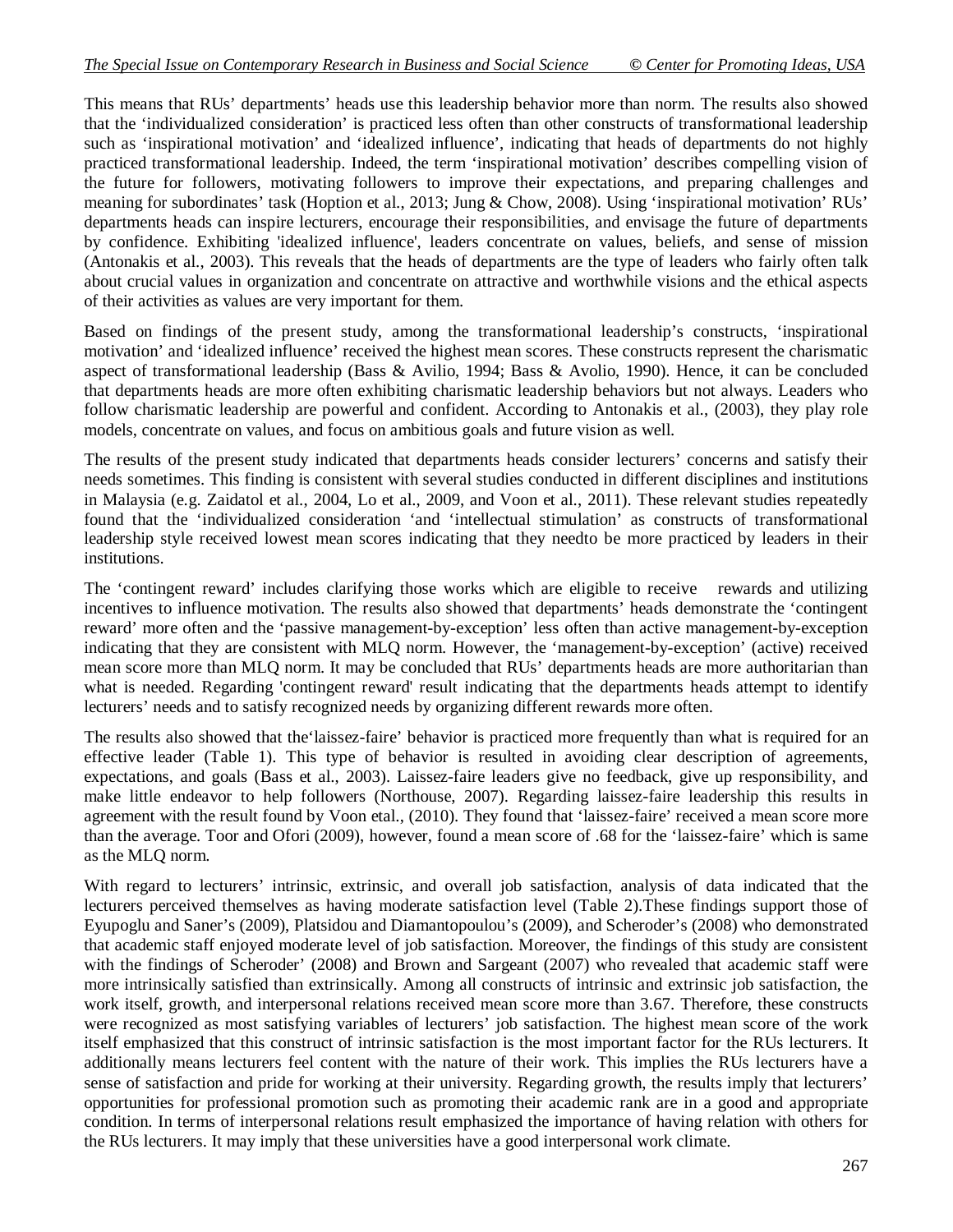This means that RUs' departments' heads use this leadership behavior more than norm. The results also showed that the 'individualized consideration' is practiced less often than other constructs of transformational leadership such as 'inspirational motivation' and 'idealized influence', indicating that heads of departments do not highly practiced transformational leadership. Indeed, the term 'inspirational motivation' describes compelling vision of the future for followers, motivating followers to improve their expectations, and preparing challenges and meaning for subordinates' task (Hoption et al., 2013; Jung & Chow, 2008). Using 'inspirational motivation' RUs' departments heads can inspire lecturers, encourage their responsibilities, and envisage the future of departments by confidence. Exhibiting 'idealized influence', leaders concentrate on values, beliefs, and sense of mission (Antonakis et al., 2003). This reveals that the heads of departments are the type of leaders who fairly often talk about crucial values in organization and concentrate on attractive and worthwhile visions and the ethical aspects of their activities as values are very important for them.

Based on findings of the present study, among the transformational leadership's constructs, 'inspirational motivation' and 'idealized influence' received the highest mean scores. These constructs represent the charismatic aspect of transformational leadership (Bass & Avilio, 1994; Bass & Avolio, 1990). Hence, it can be concluded that departments heads are more often exhibiting charismatic leadership behaviors but not always. Leaders who follow charismatic leadership are powerful and confident. According to Antonakis et al., (2003), they play role models, concentrate on values, and focus on ambitious goals and future vision as well.

The results of the present study indicated that departments heads consider lecturers' concerns and satisfy their needs sometimes. This finding is consistent with several studies conducted in different disciplines and institutions in Malaysia (e.g. Zaidatol et al., 2004, Lo et al., 2009, and Voon et al., 2011). These relevant studies repeatedly found that the 'individualized consideration 'and 'intellectual stimulation' as constructs of transformational leadership style received lowest mean scores indicating that they needto be more practiced by leaders in their institutions.

The 'contingent reward' includes clarifying those works which are eligible to receive rewards and utilizing incentives to influence motivation. The results also showed that departments' heads demonstrate the 'contingent reward' more often and the 'passive management-by-exception' less often than active management-by-exception indicating that they are consistent with MLQ norm. However, the 'management-by-exception' (active) received mean score more than MLQ norm. It may be concluded that RUs' departments heads are more authoritarian than what is needed. Regarding 'contingent reward' result indicating that the departments heads attempt to identify lecturers' needs and to satisfy recognized needs by organizing different rewards more often.

The results also showed that the'laissez-faire' behavior is practiced more frequently than what is required for an effective leader (Table 1). This type of behavior is resulted in avoiding clear description of agreements, expectations, and goals (Bass et al., 2003). Laissez-faire leaders give no feedback, give up responsibility, and make little endeavor to help followers (Northouse, 2007). Regarding laissez-faire leadership this results in agreement with the result found by Voon etal., (2010). They found that 'laissez-faire' received a mean score more than the average. Toor and Ofori (2009), however, found a mean score of .68 for the 'laissez-faire' which is same as the MLQ norm.

With regard to lecturers' intrinsic, extrinsic, and overall job satisfaction, analysis of data indicated that the lecturers perceived themselves as having moderate satisfaction level (Table 2).These findings support those of Eyupoglu and Saner's (2009), Platsidou and Diamantopoulou's (2009), and Scheroder's (2008) who demonstrated that academic staff enjoyed moderate level of job satisfaction. Moreover, the findings of this study are consistent with the findings of Scheroder' (2008) and Brown and Sargeant (2007) who revealed that academic staff were more intrinsically satisfied than extrinsically. Among all constructs of intrinsic and extrinsic job satisfaction, the work itself, growth, and interpersonal relations received mean score more than 3.67. Therefore, these constructs were recognized as most satisfying variables of lecturers' job satisfaction. The highest mean score of the work itself emphasized that this construct of intrinsic satisfaction is the most important factor for the RUs lecturers. It additionally means lecturers feel content with the nature of their work. This implies the RUs lecturers have a sense of satisfaction and pride for working at their university. Regarding growth, the results imply that lecturers' opportunities for professional promotion such as promoting their academic rank are in a good and appropriate condition. In terms of interpersonal relations result emphasized the importance of having relation with others for the RUs lecturers. It may imply that these universities have a good interpersonal work climate.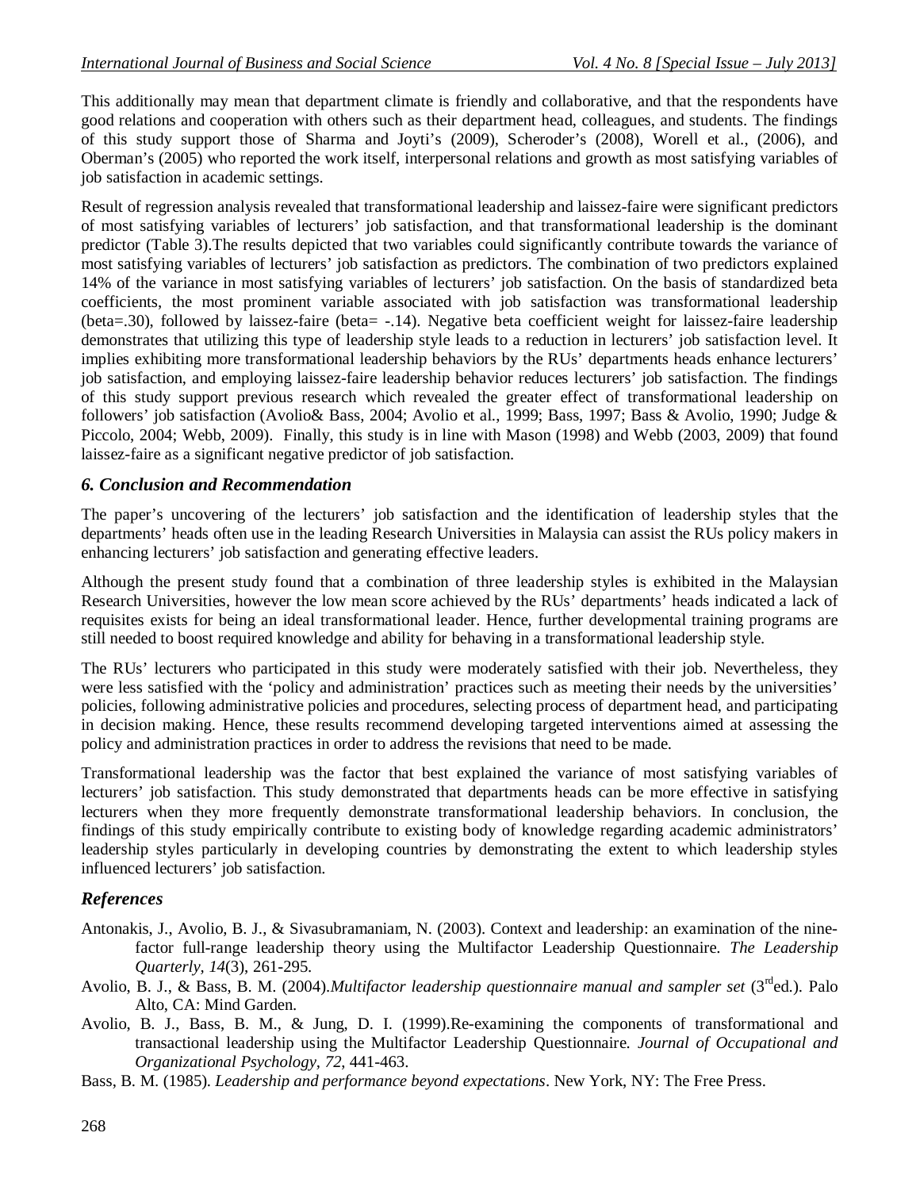This additionally may mean that department climate is friendly and collaborative, and that the respondents have good relations and cooperation with others such as their department head, colleagues, and students. The findings of this study support those of Sharma and Joyti's (2009), Scheroder's (2008), Worell et al., (2006), and Oberman's (2005) who reported the work itself, interpersonal relations and growth as most satisfying variables of job satisfaction in academic settings.

Result of regression analysis revealed that transformational leadership and laissez-faire were significant predictors of most satisfying variables of lecturers' job satisfaction, and that transformational leadership is the dominant predictor (Table 3).The results depicted that two variables could significantly contribute towards the variance of most satisfying variables of lecturers' job satisfaction as predictors. The combination of two predictors explained 14% of the variance in most satisfying variables of lecturers' job satisfaction. On the basis of standardized beta coefficients, the most prominent variable associated with job satisfaction was transformational leadership (beta=.30), followed by laissez-faire (beta= -.14). Negative beta coefficient weight for laissez-faire leadership demonstrates that utilizing this type of leadership style leads to a reduction in lecturers' job satisfaction level. It implies exhibiting more transformational leadership behaviors by the RUs' departments heads enhance lecturers' job satisfaction, and employing laissez-faire leadership behavior reduces lecturers' job satisfaction. The findings of this study support previous research which revealed the greater effect of transformational leadership on followers' job satisfaction (Avolio& Bass, 2004; Avolio et al., 1999; Bass, 1997; Bass & Avolio, 1990; Judge & Piccolo, 2004; Webb, 2009). Finally, this study is in line with Mason (1998) and Webb (2003, 2009) that found laissez-faire as a significant negative predictor of job satisfaction.

## *6. Conclusion and Recommendation*

The paper's uncovering of the lecturers' job satisfaction and the identification of leadership styles that the departments' heads often use in the leading Research Universities in Malaysia can assist the RUs policy makers in enhancing lecturers' job satisfaction and generating effective leaders.

Although the present study found that a combination of three leadership styles is exhibited in the Malaysian Research Universities, however the low mean score achieved by the RUs' departments' heads indicated a lack of requisites exists for being an ideal transformational leader. Hence, further developmental training programs are still needed to boost required knowledge and ability for behaving in a transformational leadership style.

The RUs' lecturers who participated in this study were moderately satisfied with their job. Nevertheless, they were less satisfied with the 'policy and administration' practices such as meeting their needs by the universities' policies, following administrative policies and procedures, selecting process of department head, and participating in decision making. Hence, these results recommend developing targeted interventions aimed at assessing the policy and administration practices in order to address the revisions that need to be made.

Transformational leadership was the factor that best explained the variance of most satisfying variables of lecturers' job satisfaction. This study demonstrated that departments heads can be more effective in satisfying lecturers when they more frequently demonstrate transformational leadership behaviors. In conclusion, the findings of this study empirically contribute to existing body of knowledge regarding academic administrators' leadership styles particularly in developing countries by demonstrating the extent to which leadership styles influenced lecturers' job satisfaction.

## *References*

Antonakis, J., Avolio, B. J., & Sivasubramaniam, N. (2003). Context and leadership: an examination of the nine-factor full-range leadership theory using the Multifactor Leadership Questionnaire. *The Leadership Quarterly, 14*(3), 261-295.

Avolio, B. J., & Bass, B. M. (2004).*Multifactor leadership questionnaire manual and sampler set* (3rd ed.). Palo Alto, CA: Mind Garden.

Avolio, B. J., Bass, B. M., & Jung, D. I. (1999).Re-examining the components of transformational and transactional leadership using the Multifactor Leadership Questionnaire. *Journal of Occupational and Organizational Psychology, 72,* 441-463.

Bass, B. M. (1985). *Leadership and performance beyond expectations*. New York, NY: The Free Press.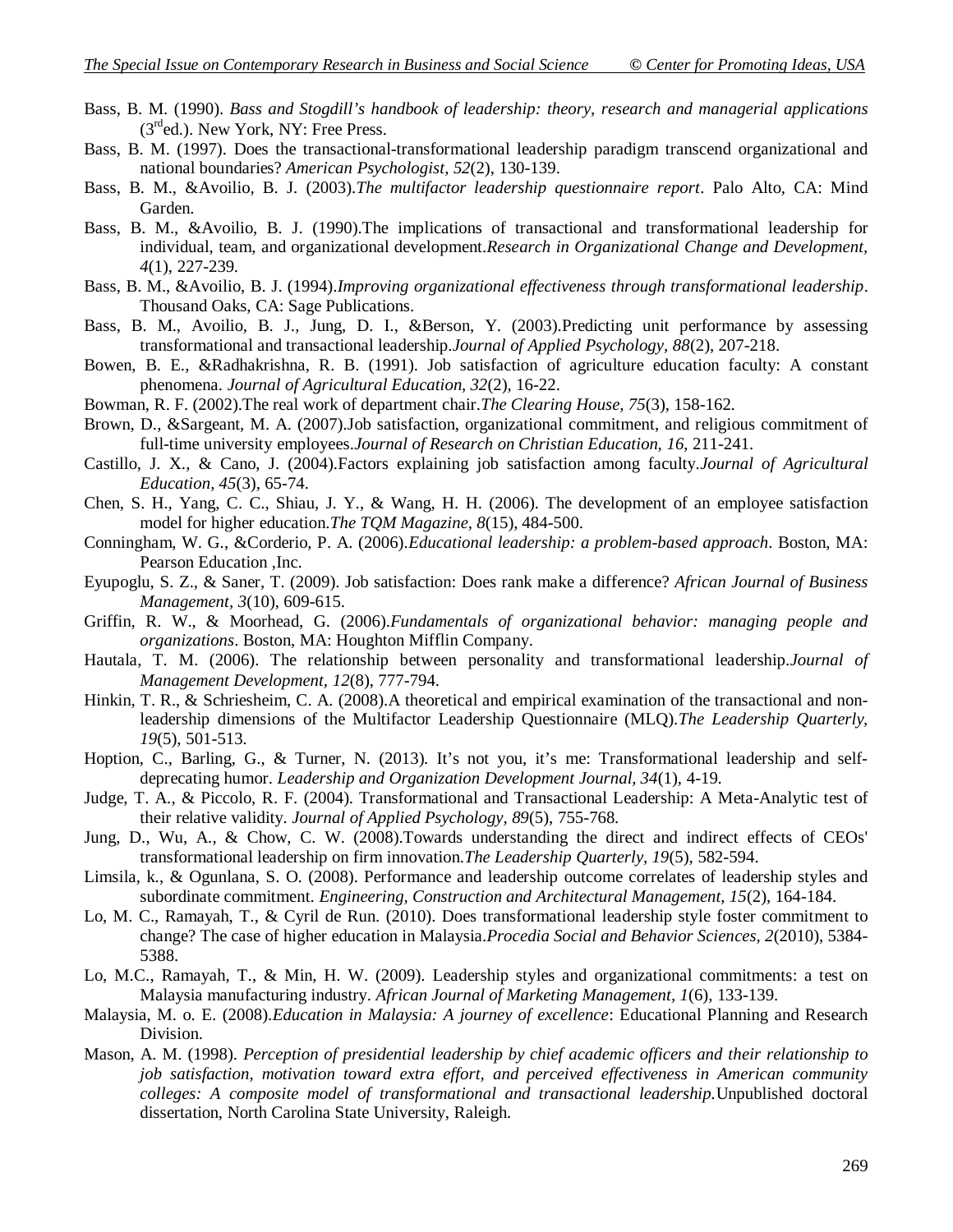Bass, B. M. (1990). *Bass and Stogdill's handbook of leadership: theory, research and managerial applications* (3rd ed.). New York, NY: Free Press.

Bass, B. M. (1997). Does the transactional-transformational leadership paradigm transcend organizational and national boundaries? *American Psychologist, 52*(2), 130-139.

Bass, B. M., &Avoilio, B. J. (2003).*The multifactor leadership questionnaire report*. Palo Alto, CA: Mind Garden.

Bass, B. M., &Avoilio, B. J. (1990).The implications of transactional and transformational leadership for individual, team, and organizational development.*Research in Organizational Change and Development, 4*(1), 227-239.

Bass, B. M., &Avoilio, B. J. (1994).*Improving organizational effectiveness through transformational leadership*. Thousand Oaks, CA: Sage Publications.

Bass, B. M., Avoilio, B. J., Jung, D. I., &Berson, Y. (2003).Predicting unit performance by assessing transformational and transactional leadership.*Journal of Applied Psychology, 88*(2), 207-218.

Bowen, B. E., &Radhakrishna, R. B. (1991). Job satisfaction of agriculture education faculty: A constant phenomena. *Journal of Agricultural Education, 32*(2), 16-22.

Bowman, R. F. (2002).The real work of department chair.*The Clearing House, 75*(3), 158-162.

Brown, D., &Sargeant, M. A. (2007).Job satisfaction, organizational commitment, and religious commitment of full-time university employees.*Journal of Research on Christian Education, 16*, 211-241.

Castillo, J. X., & Cano, J. (2004).Factors explaining job satisfaction among faculty.*Journal of Agricultural Education, 45*(3), 65-74.

Chen, S. H., Yang, C. C., Shiau, J. Y., & Wang, H. H. (2006). The development of an employee satisfaction model for higher education.*The TQM Magazine, 8*(15), 484-500.

Conningham, W. G., &Corderio, P. A. (2006).*Educational leadership: a problem-based approach*. Boston, MA: Pearson Education ,Inc.

Eyupoglu, S. Z., & Saner, T. (2009). Job satisfaction: Does rank make a difference? *African Journal of Business Management, 3*(10), 609-615.

Griffin, R. W., & Moorhead, G. (2006).*Fundamentals of organizational behavior: managing people and organizations*. Boston, MA: Houghton Mifflin Company.

Hautala, T. M. (2006). The relationship between personality and transformational leadership.*Journal of Management Development, 12*(8), 777-794.

Hinkin, T. R., & Schriesheim, C. A. (2008).A theoretical and empirical examination of the transactional and non-leadership dimensions of the Multifactor Leadership Questionnaire (MLQ).*The Leadership Quarterly, 19*(5), 501-513.

Hoption, C., Barling, G., & Turner, N. (2013). It's not you, it's me: Transformational leadership and self-deprecating humor. *Leadership and Organization Development Journal, 34*(1), 4-19.

Judge, T. A., & Piccolo, R. F. (2004). Transformational and Transactional Leadership: A Meta-Analytic test of their relative validity. *Journal of Applied Psychology, 89*(5), 755-768.

Jung, D., Wu, A., & Chow, C. W. (2008).Towards understanding the direct and indirect effects of CEOs' transformational leadership on firm innovation.*The Leadership Quarterly, 19*(5), 582-594.

Limsila, k., & Ogunlana, S. O. (2008). Performance and leadership outcome correlates of leadership styles and subordinate commitment. *Engineering, Construction and Architectural Management, 15*(2), 164-184.

Lo, M. C., Ramayah, T., & Cyril de Run. (2010). Does transformational leadership style foster commitment to change? The case of higher education in Malaysia.*Procedia Social and Behavior Sciences, 2*(2010), 5384-5388.

Lo, M.C., Ramayah, T., & Min, H. W. (2009). Leadership styles and organizational commitments: a test on Malaysia manufacturing industry. *African Journal of Marketing Management, 1*(6), 133-139.

Malaysia, M. o. E. (2008).*Education in Malaysia: A journey of excellence*: Educational Planning and Research Division.

Mason, A. M. (1998). *Perception of presidential leadership by chief academic officers and their relationship to job satisfaction, motivation toward extra effort, and perceived effectiveness in American community colleges: A composite model of transformational and transactional leadership.*Unpublished doctoral dissertation, North Carolina State University, Raleigh.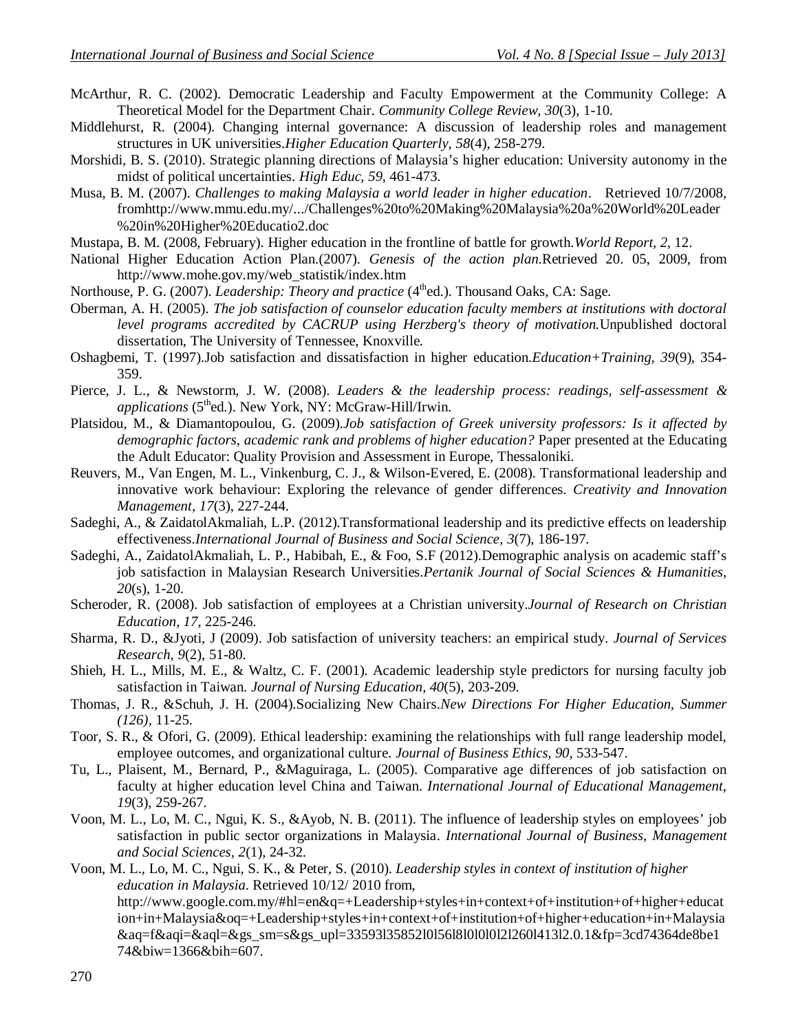McArthur, R. C. (2002). Democratic Leadership and Faculty Empowerment at the Community College: A Theoretical Model for the Department Chair. *Community College Review, 30*(3), 1-10.

Middlehurst, R. (2004). Changing internal governance: A discussion of leadership roles and management structures in UK universities.*Higher Education Quarterly, 58*(4), 258-279.

Morshidi, B. S. (2010). Strategic planning directions of Malaysia's higher education: University autonomy in the midst of political uncertainties. *High Educ, 59*, 461-473.

Musa, B. M. (2007). *Challenges to making Malaysia a world leader in higher education*. Retrieved 10/7/2008, fromhttp://www.mmu.edu.my/.../Challenges%20to%20Making%20Malaysia%20a%20World%20Leader%20in%20Higher%20Educatio2.doc

Mustapa, B. M. (2008, February). Higher education in the frontline of battle for growth.*World Report, 2*, 12.

National Higher Education Action Plan.(2007). *Genesis of the action plan.*Retrieved 20. 05, 2009, from http://www.mohe.gov.my/web_statistik/index.htm

Northouse, P. G. (2007). *Leadership: Theory and practice* (4thed.). Thousand Oaks, CA: Sage.

Oberman, A. H. (2005). *The job satisfaction of counselor education faculty members at institutions with doctoral level programs accredited by CACRUP using Herzberg's theory of motivation.*Unpublished doctoral dissertation, The University of Tennessee, Knoxville.

Oshagbemi, T. (1997).Job satisfaction and dissatisfaction in higher education.*Education+Training, 39*(9), 354-359.

Pierce, J. L., & Newstorm, J. W. (2008). *Leaders & the leadership process: readings, self-assessment & applications* (5thed.). New York, NY: McGraw-Hill/Irwin.

Platsidou, M., & Diamantopoulou, G. (2009).*Job satisfaction of Greek university professors: Is it affected by demographic factors, academic rank and problems of higher education?* Paper presented at the Educating the Adult Educator: Quality Provision and Assessment in Europe, Thessaloniki.

Reuvers, M., Van Engen, M. L., Vinkenburg, C. J., & Wilson-Evered, E. (2008). Transformational leadership and innovative work behaviour: Exploring the relevance of gender differences. *Creativity and Innovation Management, 17*(3), 227-244.

Sadeghi, A., & ZaidatolAkmaliah, L.P. (2012).Transformational leadership and its predictive effects on leadership effectiveness.*International Journal of Business and Social Science, 3*(7), 186-197.

Sadeghi, A., ZaidatolAkmaliah, L. P., Habibah, E., & Foo, S.F (2012).Demographic analysis on academic staff's job satisfaction in Malaysian Research Universities.*Pertanik Journal of Social Sciences & Humanities, 20*(s), 1-20.

Scheroder, R. (2008). Job satisfaction of employees at a Christian university.*Journal of Research on Christian Education, 17*, 225-246.

Sharma, R. D., &Jyoti, J (2009). Job satisfaction of university teachers: an empirical study. *Journal of Services Research, 9*(2), 51-80.

Shieh, H. L., Mills, M. E., & Waltz, C. F. (2001). Academic leadership style predictors for nursing faculty job satisfaction in Taiwan. *Journal of Nursing Education, 40*(5), 203-209.

Thomas, J. R., &Schuh, J. H. (2004).Socializing New Chairs.*New Directions For Higher Education, Summer (126)*, 11-25.

Toor, S. R., & Ofori, G. (2009). Ethical leadership: examining the relationships with full range leadership model, employee outcomes, and organizational culture. *Journal of Business Ethics, 90*, 533-547.

Tu, L., Plaisent, M., Bernard, P., &Maguiraga, L. (2005). Comparative age differences of job satisfaction on faculty at higher education level China and Taiwan. *International Journal of Educational Management, 19*(3), 259-267.

Voon, M. L., Lo, M. C., Ngui, K. S., &Ayob, N. B. (2011). The influence of leadership styles on employees' job satisfaction in public sector organizations in Malaysia. *International Journal of Business, Management and Social Sciences, 2*(1), 24-32.

Voon, M. L., Lo, M. C., Ngui, S. K., & Peter, S. (2010). *Leadership styles in context of institution of higher education in Malaysia*. Retrieved 10/12/ 2010 from, http://www.google.com.my/#hl=en&q=+Leadership+styles+in+context+of+institution+of+higher+education+in+Malaysia&oq=+Leadership+styles+in+context+of+institution+of+higher+education+in+Malaysia&aq=f&aqi=&aql=&gs_sm=s&gs_upl=33593l35852l0l56l8l0l0l0l2l260l413l2.0.1&fp=3cd74364de8be174&biw=1366&bih=607.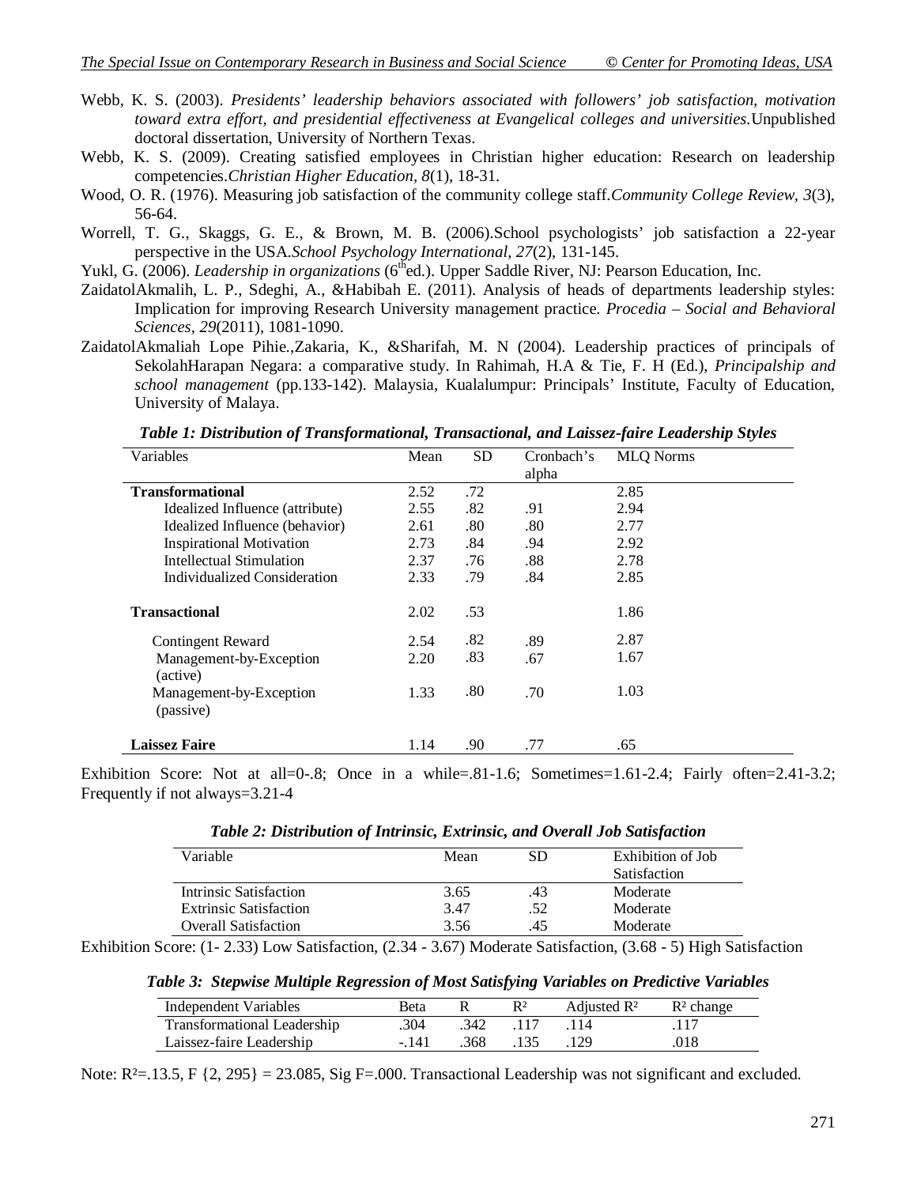Webb, K. S. (2003). *Presidents' leadership behaviors associated with followers' job satisfaction, motivation toward extra effort, and presidential effectiveness at Evangelical colleges and universities.*Unpublished doctoral dissertation, University of Northern Texas.

Webb, K. S. (2009). Creating satisfied employees in Christian higher education: Research on leadership competencies.*Christian Higher Education, 8*(1), 18-31.

Wood, O. R. (1976). Measuring job satisfaction of the community college staff.*Community College Review, 3*(3), 56-64.

Worrell, T. G., Skaggs, G. E., & Brown, M. B. (2006).School psychologists' job satisfaction a 22-year perspective in the USA.*School Psychology International, 27*(2), 131-145.

Yukl, G. (2006). *Leadership in organizations* (6th ed.). Upper Saddle River, NJ: Pearson Education, Inc.

ZaidatolAkmalih, L. P., Sdeghi, A., &Habibah E. (2011). Analysis of heads of departments leadership styles: Implication for improving Research University management practice. *Procedia – Social and Behavioral Sciences, 29*(2011), 1081-1090.

ZaidatolAkmaliah Lope Pihie.,Zakaria, K., &Sharifah, M. N (2004). Leadership practices of principals of SekolahHarapan Negara: a comparative study. In Rahimah, H.A & Tie, F. H (Ed.), *Principalship and school management* (pp.133-142). Malaysia, Kualalumpur: Principals' Institute, Faculty of Education, University of Malaya.

***Table 1: Distribution of Transformational, Transactional, and Laissez-faire Leadership Styles***

| Variables | Mean | SD | Cronbach's alpha | MLQ Norms |
|---|---|---|---|---|
| **Transformational** | 2.52 | .72 | | 2.85 |
| Idealized Influence (attribute) | 2.55 | .82 | .91 | 2.94 |
| Idealized Influence (behavior) | 2.61 | .80 | .80 | 2.77 |
| Inspirational Motivation | 2.73 | .84 | .94 | 2.92 |
| Intellectual Stimulation | 2.37 | .76 | .88 | 2.78 |
| Individualized Consideration | 2.33 | .79 | .84 | 2.85 |
| **Transactional** | 2.02 | .53 | | 1.86 |
| Contingent Reward | 2.54 | .82 | .89 | 2.87 |
| Management-by-Exception (active) | 2.20 | .83 | .67 | 1.67 |
| Management-by-Exception (passive) | 1.33 | .80 | .70 | 1.03 |
| **Laissez Faire** | 1.14 | .90 | .77 | .65 |

Exhibition Score: Not at all=0-.8; Once in a while=.81-1.6; Sometimes=1.61-2.4; Fairly often=2.41-3.2; Frequently if not always=3.21-4

***Table 2: Distribution of Intrinsic, Extrinsic, and Overall Job Satisfaction***

| Variable | Mean | SD | Exhibition of Job Satisfaction |
|---|---|---|---|
| Intrinsic Satisfaction | 3.65 | .43 | Moderate |
| Extrinsic Satisfaction | 3.47 | .52 | Moderate |
| Overall Satisfaction | 3.56 | .45 | Moderate |

Exhibition Score: (1- 2.33) Low Satisfaction, (2.34 - 3.67) Moderate Satisfaction, (3.68 - 5) High Satisfaction

***Table 3: Stepwise Multiple Regression of Most Satisfying Variables on Predictive Variables***

| Independent Variables | Beta | R | $R^2$ | Adjusted $R^2$ | $R^2$ change |
|---|---|---|---|---|---|
| Transformational Leadership | .304 | .342 | .117 | .114 | .117 |
| Laissez-faire Leadership | -.141 | .368 | .135 | .129 | .018 |

Note: $R^2$=.13.5, F {2, 295} = 23.085, Sig F=.000. Transactional Leadership was not significant and excluded.